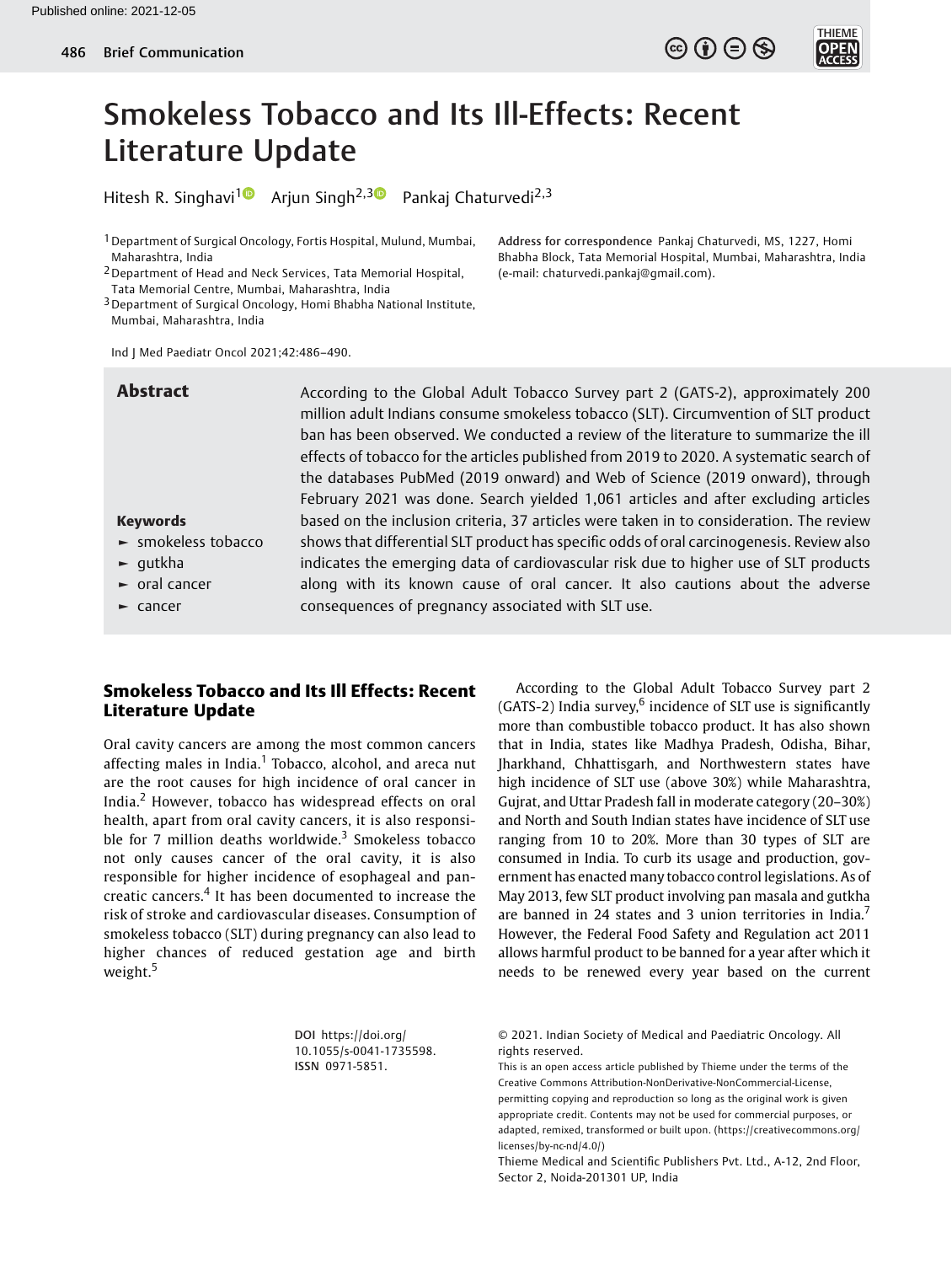# Smokeless Tobacco and Its Ill-Effects: Recent Literature Update

Hitesh R. Singhavi[1] Arjun Singh[2,3] Pankaj Chaturvedi[2,3]

[1] Department of Surgical Oncology, Fortis Hospital, Mulund, Mumbai, Maharashtra, India
[2] Department of Head and Neck Services, Tata Memorial Hospital, Tata Memorial Centre, Mumbai, Maharashtra, India
[3] Department of Surgical Oncology, Homi Bhabha National Institute, Mumbai, Maharashtra, India

Address for correspondence Pankaj Chaturvedi, MS, 1227, Homi Bhabha Block, Tata Memorial Hospital, Mumbai, Maharashtra, India (e-mail: chaturvedi.pankaj@gmail.com).

Ind J Med Paediatr Oncol 2021;42:486–490.

## Abstract

According to the Global Adult Tobacco Survey part 2 (GATS-2), approximately 200 million adult Indians consume smokeless tobacco (SLT). Circumvention of SLT product ban has been observed. We conducted a review of the literature to summarize the ill effects of tobacco for the articles published from 2019 to 2020. A systematic search of the databases PubMed (2019 onward) and Web of Science (2019 onward), through February 2021 was done. Search yielded 1,061 articles and after excluding articles based on the inclusion criteria, 37 articles were taken in to consideration. The review shows that differential SLT product has specific odds of oral carcinogenesis. Review also indicates the emerging data of cardiovascular risk due to higher use of SLT products along with its known cause of oral cancer. It also cautions about the adverse consequences of pregnancy associated with SLT use.

**Keywords**
- smokeless tobacco
- gutkha
- oral cancer
- cancer

## Smokeless Tobacco and Its Ill Effects: Recent Literature Update

Oral cavity cancers are among the most common cancers affecting males in India.[1] Tobacco, alcohol, and areca nut are the root causes for high incidence of oral cancer in India.[2] However, tobacco has widespread effects on oral health, apart from oral cavity cancers, it is also responsible for 7 million deaths worldwide.[3] Smokeless tobacco not only causes cancer of the oral cavity, it is also responsible for higher incidence of esophageal and pancreatic cancers.[4] It has been documented to increase the risk of stroke and cardiovascular diseases. Consumption of smokeless tobacco (SLT) during pregnancy can also lead to higher chances of reduced gestation age and birth weight.[5]

According to the Global Adult Tobacco Survey part 2 (GATS-2) India survey,[6] incidence of SLT use is significantly more than combustible tobacco product. It has also shown that in India, states like Madhya Pradesh, Odisha, Bihar, Jharkhand, Chhattisgarh, and Northwestern states have high incidence of SLT use (above 30%) while Maharashtra, Gujrat, and Uttar Pradesh fall in moderate category (20–30%) and North and South Indian states have incidence of SLT use ranging from 10 to 20%. More than 30 types of SLT are consumed in India. To curb its usage and production, government has enacted many tobacco control legislations. As of May 2013, few SLT product involving pan masala and gutkha are banned in 24 states and 3 union territories in India.[7] However, the Federal Food Safety and Regulation act 2011 allows harmful product to be banned for a year after which it needs to be renewed every year based on the current

DOI https://doi.org/10.1055/s-0041-1735598.
ISSN 0971-5851.

© 2021. Indian Society of Medical and Paediatric Oncology. All rights reserved.
This is an open access article published by Thieme under the terms of the Creative Commons Attribution-NonDerivative-NonCommercial-License, permitting copying and reproduction so long as the original work is given appropriate credit. Contents may not be used for commercial purposes, or adapted, remixed, transformed or built upon. (https://creativecommons.org/licenses/by-nc-nd/4.0/)
Thieme Medical and Scientific Publishers Pvt. Ltd., A-12, 2nd Floor, Sector 2, Noida-201301 UP, India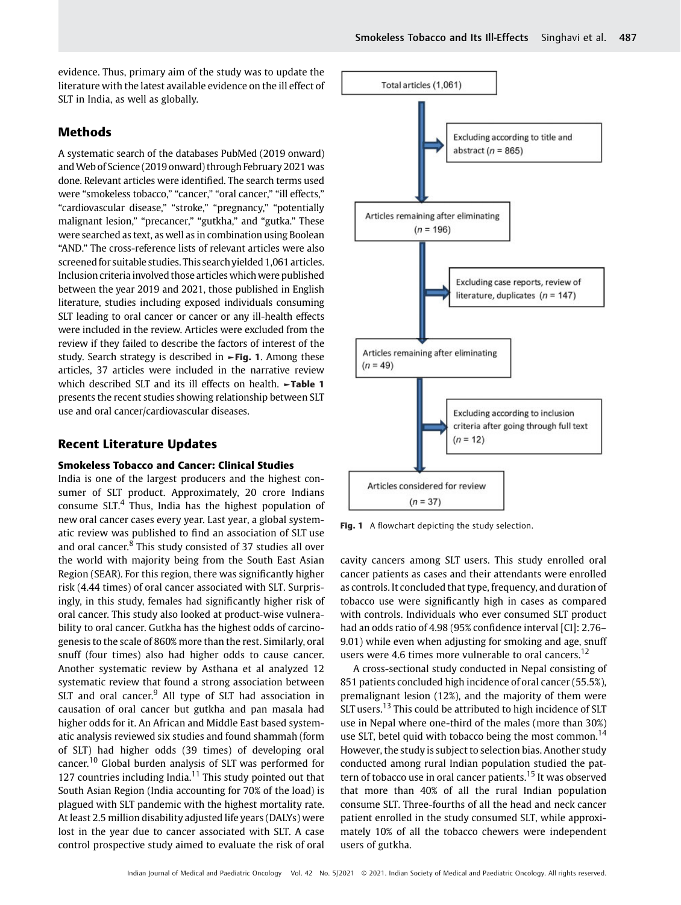evidence. Thus, primary aim of the study was to update the literature with the latest available evidence on the ill effect of SLT in India, as well as globally.

## Methods

A systematic search of the databases PubMed (2019 onward) and Web of Science (2019 onward) through February 2021 was done. Relevant articles were identified. The search terms used were "smokeless tobacco," "cancer," "oral cancer," "ill effects," "cardiovascular disease," "stroke," "pregnancy," "potentially malignant lesion," "precancer," "gutkha," and "gutka." These were searched as text, as well as in combination using Boolean "AND." The cross-reference lists of relevant articles were also screened for suitable studies. This search yielded 1,061 articles. Inclusion criteria involved those articles which were published between the year 2019 and 2021, those published in English literature, studies including exposed individuals consuming SLT leading to oral cancer or cancer or any ill-health effects were included in the review. Articles were excluded from the review if they failed to describe the factors of interest of the study. Search strategy is described in ►**Fig. 1**. Among these articles, 37 articles were included in the narrative review which described SLT and its ill effects on health. ►**Table 1** presents the recent studies showing relationship between SLT use and oral cancer/cardiovascular diseases.

## Recent Literature Updates

### Smokeless Tobacco and Cancer: Clinical Studies

India is one of the largest producers and the highest consumer of SLT product. Approximately, 20 crore Indians consume SLT.[4] Thus, India has the highest population of new oral cancer cases every year. Last year, a global systematic review was published to find an association of SLT use and oral cancer.[8] This study consisted of 37 studies all over the world with majority being from the South East Asian Region (SEAR). For this region, there was significantly higher risk (4.44 times) of oral cancer associated with SLT. Surprisingly, in this study, females had significantly higher risk of oral cancer. This study also looked at product-wise vulnerability to oral cancer. Gutkha has the highest odds of carcinogenesis to the scale of 860% more than the rest. Similarly, oral snuff (four times) also had higher odds to cause cancer. Another systematic review by Asthana et al analyzed 12 systematic review that found a strong association between SLT and oral cancer.[9] All type of SLT had association in causation of oral cancer but gutkha and pan masala had higher odds for it. An African and Middle East based systematic analysis reviewed six studies and found shammah (form of SLT) had higher odds (39 times) of developing oral cancer.[10] Global burden analysis of SLT was performed for 127 countries including India.[11] This study pointed out that South Asian Region (India accounting for 70% of the load) is plagued with SLT pandemic with the highest mortality rate. At least 2.5 million disability adjusted life years (DALYs) were lost in the year due to cancer associated with SLT. A case control prospective study aimed to evaluate the risk of oral

Total articles (1,061)
→ Excluding according to title and abstract (*n* = 865)
Articles remaining after eliminating (*n* = 196)
→ Excluding case reports, review of literature, duplicates (*n* = 147)
Articles remaining after eliminating (*n* = 49)
→ Excluding according to inclusion criteria after going through full text (*n* = 12)
Articles considered for review (*n* = 37)

**Fig. 1** A flowchart depicting the study selection.

cavity cancers among SLT users. This study enrolled oral cancer patients as cases and their attendants were enrolled as controls. It concluded that type, frequency, and duration of tobacco use were significantly high in cases as compared with controls. Individuals who ever consumed SLT product had an odds ratio of 4.98 (95% confidence interval [CI]: 2.76–9.01) while even when adjusting for smoking and age, snuff users were 4.6 times more vulnerable to oral cancers.[12]

A cross-sectional study conducted in Nepal consisting of 851 patients concluded high incidence of oral cancer (55.5%), premalignant lesion (12%), and the majority of them were SLT users.[13] This could be attributed to high incidence of SLT use in Nepal where one-third of the males (more than 30%) use SLT, betel quid with tobacco being the most common.[14] However, the study is subject to selection bias. Another study conducted among rural Indian population studied the pattern of tobacco use in oral cancer patients.[15] It was observed that more than 40% of all the rural Indian population consume SLT. Three-fourths of all the head and neck cancer patient enrolled in the study consumed SLT, while approximately 10% of all the tobacco chewers were independent users of gutkha.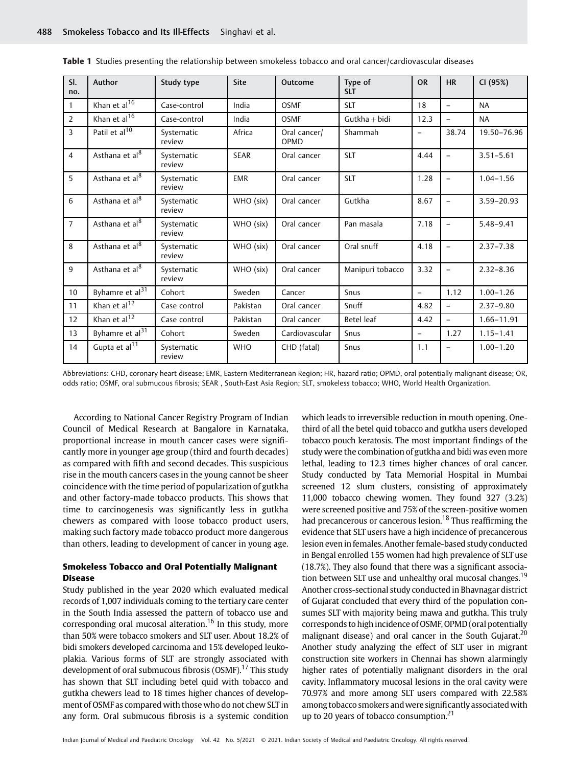**Table 1** Studies presenting the relationship between smokeless tobacco and oral cancer/cardiovascular diseases

| Sl. no. | Author | Study type | Site | Outcome | Type of SLT | OR | HR | CI (95%) |
|---|---|---|---|---|---|---|---|---|
| 1 | Khan et al[16] | Case-control | India | OSMF | SLT | 18 | – | NA |
| 2 | Khan et al[16] | Case-control | India | OSMF | Gutkha + bidi | 12.3 | – | NA |
| 3 | Patil et al[10] | Systematic review | Africa | Oral cancer/ OPMD | Shammah | – | 38.74 | 19.50–76.96 |
| 4 | Asthana et al[8] | Systematic review | SEAR | Oral cancer | SLT | 4.44 | – | 3.51–5.61 |
| 5 | Asthana et al[8] | Systematic review | EMR | Oral cancer | SLT | 1.28 | – | 1.04–1.56 |
| 6 | Asthana et al[8] | Systematic review | WHO (six) | Oral cancer | Gutkha | 8.67 | – | 3.59–20.93 |
| 7 | Asthana et al[8] | Systematic review | WHO (six) | Oral cancer | Pan masala | 7.18 | – | 5.48–9.41 |
| 8 | Asthana et al[8] | Systematic review | WHO (six) | Oral cancer | Oral snuff | 4.18 | – | 2.37–7.38 |
| 9 | Asthana et al[8] | Systematic review | WHO (six) | Oral cancer | Manipuri tobacco | 3.32 | – | 2.32–8.36 |
| 10 | Byhamre et al[31] | Cohort | Sweden | Cancer | Snus | – | 1.12 | 1.00–1.26 |
| 11 | Khan et al[12] | Case control | Pakistan | Oral cancer | Snuff | 4.82 | – | 2.37–9.80 |
| 12 | Khan et al[12] | Case control | Pakistan | Oral cancer | Betel leaf | 4.42 | – | 1.66–11.91 |
| 13 | Byhamre et al[31] | Cohort | Sweden | Cardiovascular | Snus | – | 1.27 | 1.15–1.41 |
| 14 | Gupta et al[11] | Systematic review | WHO | CHD (fatal) | Snus | 1.1 | – | 1.00–1.20 |

Abbreviations: CHD, coronary heart disease; EMR, Eastern Mediterranean Region; HR, hazard ratio; OPMD, oral potentially malignant disease; OR, odds ratio; OSMF, oral submucous fibrosis; SEAR , South-East Asia Region; SLT, smokeless tobacco; WHO, World Health Organization.

According to National Cancer Registry Program of Indian Council of Medical Research at Bangalore in Karnataka, proportional increase in mouth cancer cases were significantly more in younger age group (third and fourth decades) as compared with fifth and second decades. This suspicious rise in the mouth cancers cases in the young cannot be sheer coincidence with the time period of popularization of gutkha and other factory-made tobacco products. This shows that time to carcinogenesis was significantly less in gutkha chewers as compared with loose tobacco product users, making such factory made tobacco product more dangerous than others, leading to development of cancer in young age.

### Smokeless Tobacco and Oral Potentially Malignant Disease

Study published in the year 2020 which evaluated medical records of 1,007 individuals coming to the tertiary care center in the South India assessed the pattern of tobacco use and corresponding oral mucosal alteration.[16] In this study, more than 50% were tobacco smokers and SLT user. About 18.2% of bidi smokers developed carcinoma and 15% developed leukoplakia. Various forms of SLT are strongly associated with development of oral submucous fibrosis (OSMF).[17] This study has shown that SLT including betel quid with tobacco and gutkha chewers lead to 18 times higher chances of development of OSMF as compared with those who do not chew SLT in any form. Oral submucous fibrosis is a systemic condition which leads to irreversible reduction in mouth opening. One-third of all the betel quid tobacco and gutkha users developed tobacco pouch keratosis. The most important findings of the study were the combination of gutkha and bidi was even more lethal, leading to 12.3 times higher chances of oral cancer. Study conducted by Tata Memorial Hospital in Mumbai screened 12 slum clusters, consisting of approximately 11,000 tobacco chewing women. They found 327 (3.2%) were screened positive and 75% of the screen-positive women had precancerous or cancerous lesion.[18] Thus reaffirming the evidence that SLT users have a high incidence of precancerous lesion even in females. Another female-based study conducted in Bengal enrolled 155 women had high prevalence of SLT use (18.7%). They also found that there was a significant association between SLT use and unhealthy oral mucosal changes.[19] Another cross-sectional study conducted in Bhavnagar district of Gujarat concluded that every third of the population consumes SLT with majority being mawa and gutkha. This truly corresponds to high incidence of OSMF, OPMD (oral potentially malignant disease) and oral cancer in the South Gujarat.[20] Another study analyzing the effect of SLT user in migrant construction site workers in Chennai has shown alarmingly higher rates of potentially malignant disorders in the oral cavity. Inflammatory mucosal lesions in the oral cavity were 70.97% and more among SLT users compared with 22.58% among tobacco smokers and were significantly associated with up to 20 years of tobacco consumption.[21]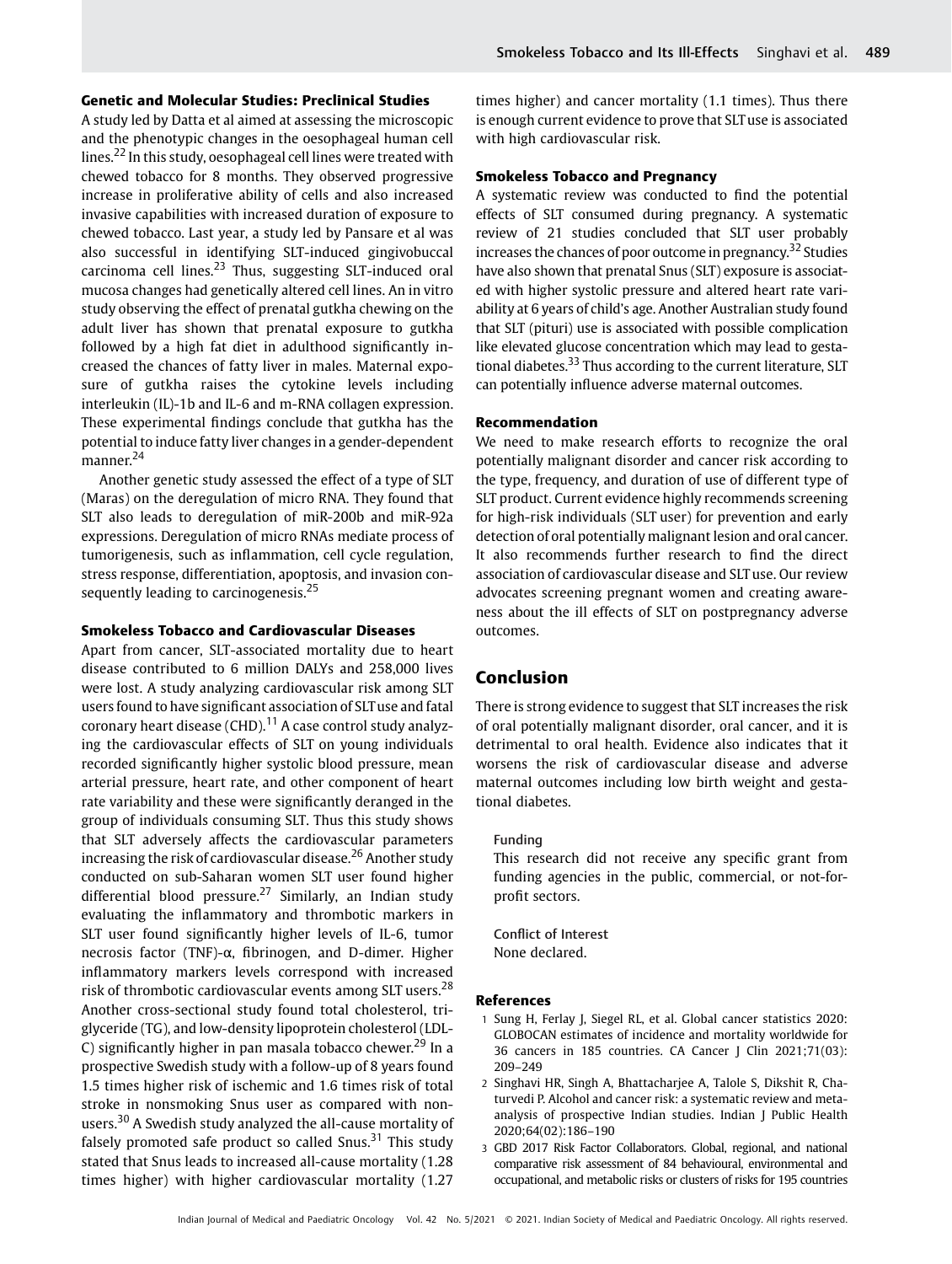### Genetic and Molecular Studies: Preclinical Studies

A study led by Datta et al aimed at assessing the microscopic and the phenotypic changes in the oesophageal human cell lines.[22] In this study, oesophageal cell lines were treated with chewed tobacco for 8 months. They observed progressive increase in proliferative ability of cells and also increased invasive capabilities with increased duration of exposure to chewed tobacco. Last year, a study led by Pansare et al was also successful in identifying SLT-induced gingivobuccal carcinoma cell lines.[23] Thus, suggesting SLT-induced oral mucosa changes had genetically altered cell lines. An in vitro study observing the effect of prenatal gutkha chewing on the adult liver has shown that prenatal exposure to gutkha followed by a high fat diet in adulthood significantly increased the chances of fatty liver in males. Maternal exposure of gutkha raises the cytokine levels including interleukin (IL)-1b and IL-6 and m-RNA collagen expression. These experimental findings conclude that gutkha has the potential to induce fatty liver changes in a gender-dependent manner.[24]

Another genetic study assessed the effect of a type of SLT (Maras) on the deregulation of micro RNA. They found that SLT also leads to deregulation of miR-200b and miR-92a expressions. Deregulation of micro RNAs mediate process of tumorigenesis, such as inflammation, cell cycle regulation, stress response, differentiation, apoptosis, and invasion consequently leading to carcinogenesis.[25]

### Smokeless Tobacco and Cardiovascular Diseases

Apart from cancer, SLT-associated mortality due to heart disease contributed to 6 million DALYs and 258,000 lives were lost. A study analyzing cardiovascular risk among SLT users found to have significant association of SLT use and fatal coronary heart disease (CHD).[11] A case control study analyzing the cardiovascular effects of SLT on young individuals recorded significantly higher systolic blood pressure, mean arterial pressure, heart rate, and other component of heart rate variability and these were significantly deranged in the group of individuals consuming SLT. Thus this study shows that SLT adversely affects the cardiovascular parameters increasing the risk of cardiovascular disease.[26] Another study conducted on sub-Saharan women SLT user found higher differential blood pressure.[27] Similarly, an Indian study evaluating the inflammatory and thrombotic markers in SLT user found significantly higher levels of IL-6, tumor necrosis factor (TNF)-α, fibrinogen, and D-dimer. Higher inflammatory markers levels correspond with increased risk of thrombotic cardiovascular events among SLT users.[28] Another cross-sectional study found total cholesterol, triglyceride (TG), and low-density lipoprotein cholesterol (LDL-C) significantly higher in pan masala tobacco chewer.[29] In a prospective Swedish study with a follow-up of 8 years found 1.5 times higher risk of ischemic and 1.6 times risk of total stroke in nonsmoking Snus user as compared with non-users.[30] A Swedish study analyzed the all-cause mortality of falsely promoted safe product so called Snus.[31] This study stated that Snus leads to increased all-cause mortality (1.28 times higher) with higher cardiovascular mortality (1.27 times higher) and cancer mortality (1.1 times). Thus there is enough current evidence to prove that SLT use is associated with high cardiovascular risk.

### Smokeless Tobacco and Pregnancy

A systematic review was conducted to find the potential effects of SLT consumed during pregnancy. A systematic review of 21 studies concluded that SLT user probably increases the chances of poor outcome in pregnancy.[32] Studies have also shown that prenatal Snus (SLT) exposure is associated with higher systolic pressure and altered heart rate variability at 6 years of child's age. Another Australian study found that SLT (pituri) use is associated with possible complication like elevated glucose concentration which may lead to gestational diabetes.[33] Thus according to the current literature, SLT can potentially influence adverse maternal outcomes.

### Recommendation

We need to make research efforts to recognize the oral potentially malignant disorder and cancer risk according to the type, frequency, and duration of use of different type of SLT product. Current evidence highly recommends screening for high-risk individuals (SLT user) for prevention and early detection of oral potentially malignant lesion and oral cancer. It also recommends further research to find the direct association of cardiovascular disease and SLT use. Our review advocates screening pregnant women and creating awareness about the ill effects of SLT on postpregnancy adverse outcomes.

## Conclusion

There is strong evidence to suggest that SLT increases the risk of oral potentially malignant disorder, oral cancer, and it is detrimental to oral health. Evidence also indicates that it worsens the risk of cardiovascular disease and adverse maternal outcomes including low birth weight and gestational diabetes.

Funding

This research did not receive any specific grant from funding agencies in the public, commercial, or not-for-profit sectors.

Conflict of Interest

None declared.

### References

1. Sung H, Ferlay J, Siegel RL, et al. Global cancer statistics 2020: GLOBOCAN estimates of incidence and mortality worldwide for 36 cancers in 185 countries. CA Cancer J Clin 2021;71(03):209–249
2. Singhavi HR, Singh A, Bhattacharjee A, Talole S, Dikshit R, Chaturvedi P. Alcohol and cancer risk: a systematic review and meta-analysis of prospective Indian studies. Indian J Public Health 2020;64(02):186–190
3. GBD 2017 Risk Factor Collaborators. Global, regional, and national comparative risk assessment of 84 behavioural, environmental and occupational, and metabolic risks or clusters of risks for 195 countries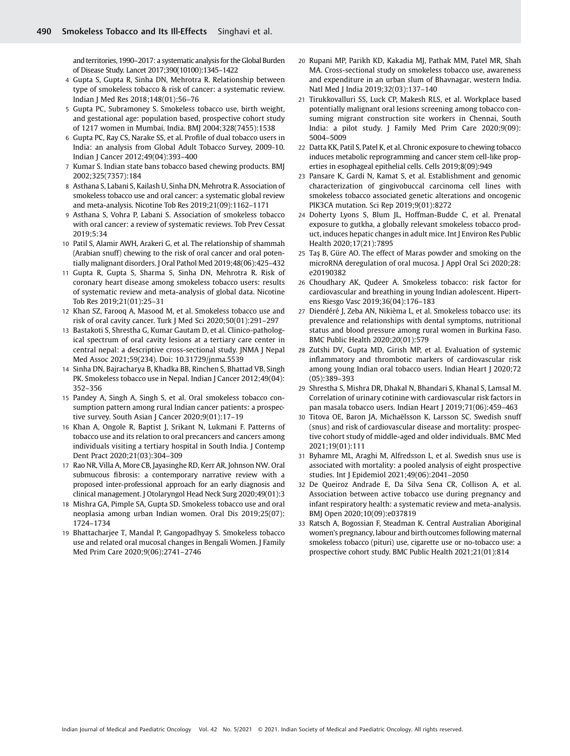and territories, 1990–2017: a systematic analysis for the Global Burden of Disease Study. Lancet 2017;390(10100):1345–1422

4 Gupta S, Gupta R, Sinha DN, Mehrotra R. Relationship between type of smokeless tobacco & risk of cancer: a systematic review. Indian J Med Res 2018;148(01):56–76

5 Gupta PC, Subramoney S. Smokeless tobacco use, birth weight, and gestational age: population based, prospective cohort study of 1217 women in Mumbai, India. BMJ 2004;328(7455):1538

6 Gupta PC, Ray CS, Narake SS, et al. Profile of dual tobacco users in India: an analysis from Global Adult Tobacco Survey, 2009-10. Indian J Cancer 2012;49(04):393–400

7 Kumar S. Indian state bans tobacco based chewing products. BMJ 2002;325(7357):184

8 Asthana S, Labani S, Kailash U, Sinha DN, Mehrotra R. Association of smokeless tobacco use and oral cancer: a systematic global review and meta-analysis. Nicotine Tob Res 2019;21(09):1162–1171

9 Asthana S, Vohra P, Labani S. Association of smokeless tobacco with oral cancer: a review of systematic reviews. Tob Prev Cessat 2019;5:34

10 Patil S, Alamir AWH, Arakeri G, et al. The relationship of shammah (Arabian snuff) chewing to the risk of oral cancer and oral potentially malignant disorders. J Oral Pathol Med 2019;48(06):425–432

11 Gupta R, Gupta S, Sharma S, Sinha DN, Mehrotra R. Risk of coronary heart disease among smokeless tobacco users: results of systematic review and meta-analysis of global data. Nicotine Tob Res 2019;21(01):25–31

12 Khan SZ, Farooq A, Masood M, et al. Smokeless tobacco use and risk of oral cavity cancer. Turk J Med Sci 2020;50(01):291–297

13 Bastakoti S, Shrestha G, Kumar Gautam D, et al. Clinico-pathological spectrum of oral cavity lesions at a tertiary care center in central nepal: a descriptive cross-sectional study. JNMA J Nepal Med Assoc 2021;59(234). Doi: 10.31729/jnma.5539

14 Sinha DN, Bajracharya B, Khadka BB, Rinchen S, Bhattad VB, Singh PK. Smokeless tobacco use in Nepal. Indian J Cancer 2012;49(04): 352–356

15 Pandey A, Singh A, Singh S, et al. Oral smokeless tobacco consumption pattern among rural Indian cancer patients: a prospective survey. South Asian J Cancer 2020;9(01):17–19

16 Khan A, Ongole R, Baptist J, Srikant N, Lukmani F. Patterns of tobacco use and its relation to oral precancers and cancers among individuals visiting a tertiary hospital in South India. J Contemp Dent Pract 2020;21(03):304–309

17 Rao NR, Villa A, More CB, Jayasinghe RD, Kerr AR, Johnson NW. Oral submucous fibrosis: a contemporary narrative review with a proposed inter-professional approach for an early diagnosis and clinical management. J Otolaryngol Head Neck Surg 2020;49(01):3

18 Mishra GA, Pimple SA, Gupta SD. Smokeless tobacco use and oral neoplasia among urban Indian women. Oral Dis 2019;25(07): 1724–1734

19 Bhattacharjee T, Mandal P, Gangopadhyay S. Smokeless tobacco use and related oral mucosal changes in Bengali Women. J Family Med Prim Care 2020;9(06):2741–2746

20 Rupani MP, Parikh KD, Kakadia MJ, Pathak MM, Patel MR, Shah MA. Cross-sectional study on smokeless tobacco use, awareness and expenditure in an urban slum of Bhavnagar, western India. Natl Med J India 2019;32(03):137–140

21 Tirukkovalluri SS, Luck CP, Makesh RLS, et al. Workplace based potentially malignant oral lesions screening among tobacco consuming migrant construction site workers in Chennai, South India: a pilot study. J Family Med Prim Care 2020;9(09): 5004–5009

22 Datta KK, Patil S, Patel K, et al. Chronic exposure to chewing tobacco induces metabolic reprogramming and cancer stem cell-like properties in esophageal epithelial cells. Cells 2019;8(09):949

23 Pansare K, Gardi N, Kamat S, et al. Establishment and genomic characterization of gingivobuccal carcinoma cell lines with smokeless tobacco associated genetic alterations and oncogenic PIK3CA mutation. Sci Rep 2019;9(01):8272

24 Doherty Lyons S, Blum JL, Hoffman-Budde C, et al. Prenatal exposure to gutkha, a globally relevant smokeless tobacco product, induces hepatic changes in adult mice. Int J Environ Res Public Health 2020;17(21):7895

25 Taş B, Güre AO. The effect of Maras powder and smoking on the microRNA deregulation of oral mucosa. J Appl Oral Sci 2020;28: e20190382

26 Choudhary AK, Qudeer A. Smokeless tobacco: risk factor for cardiovascular and breathing in young Indian adolescent. Hipertens Riesgo Vasc 2019;36(04):176–183

27 Diendéré J, Zeba AN, Nikièma L, et al. Smokeless tobacco use: its prevalence and relationships with dental symptoms, nutritional status and blood pressure among rural women in Burkina Faso. BMC Public Health 2020;20(01):579

28 Zutshi DV, Gupta MD, Girish MP, et al. Evaluation of systemic inflammatory and thrombotic markers of cardiovascular risk among young Indian oral tobacco users. Indian Heart J 2020;72 (05):389–393

29 Shrestha S, Mishra DR, Dhakal N, Bhandari S, Khanal S, Lamsal M. Correlation of urinary cotinine with cardiovascular risk factors in pan masala tobacco users. Indian Heart J 2019;71(06):459–463

30 Titova OE, Baron JA, Michaëlsson K, Larsson SC. Swedish snuff (snus) and risk of cardiovascular disease and mortality: prospective cohort study of middle-aged and older individuals. BMC Med 2021;19(01):111

31 Byhamre ML, Araghi M, Alfredsson L, et al. Swedish snus use is associated with mortality: a pooled analysis of eight prospective studies. Int J Epidemiol 2021;49(06):2041–2050

32 De Queiroz Andrade E, Da Silva Sena CR, Collison A, et al. Association between active tobacco use during pregnancy and infant respiratory health: a systematic review and meta-analysis. BMJ Open 2020;10(09):e037819

33 Ratsch A, Bogossian F, Steadman K. Central Australian Aboriginal women's pregnancy, labour and birth outcomes following maternal smokeless tobacco (pituri) use, cigarette use or no-tobacco use: a prospective cohort study. BMC Public Health 2021;21(01):814